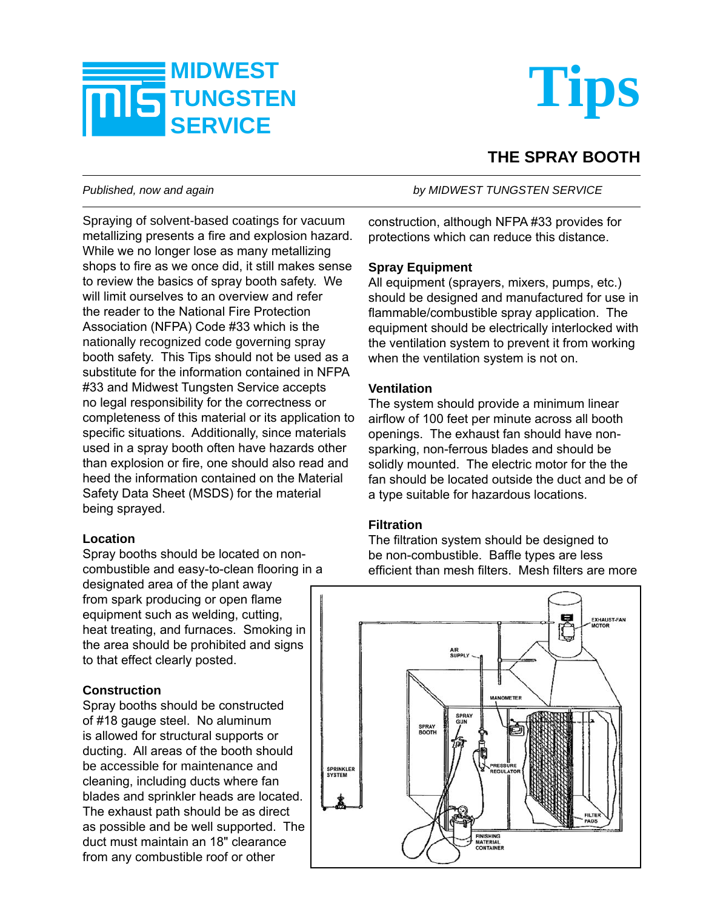# MIDWEST TUNGSTEN SERVICE

# Tips

## THE SPRAY BOOTH

*Published, now and again* *by MIDWEST TUNGSTEN SERVICE*

Spraying of solvent-based coatings for vacuum metallizing presents a fire and explosion hazard. While we no longer lose as many metallizing shops to fire as we once did, it still makes sense to review the basics of spray booth safety. We will limit ourselves to an overview and refer the reader to the National Fire Protection Association (NFPA) Code #33 which is the nationally recognized code governing spray booth safety. This Tips should not be used as a substitute for the information contained in NFPA #33 and Midwest Tungsten Service accepts no legal responsibility for the correctness or completeness of this material or its application to specific situations. Additionally, since materials used in a spray booth often have hazards other than explosion or fire, one should also read and heed the information contained on the Material Safety Data Sheet (MSDS) for the material being sprayed.

### Location

Spray booths should be located on non-combustible and easy-to-clean flooring in a designated area of the plant away from spark producing or open flame equipment such as welding, cutting, heat treating, and furnaces. Smoking in the area should be prohibited and signs to that effect clearly posted.

### Construction

Spray booths should be constructed of #18 gauge steel. No aluminum is allowed for structural supports or ducting. All areas of the booth should be accessible for maintenance and cleaning, including ducts where fan blades and sprinkler heads are located. The exhaust path should be as direct as possible and be well supported. The duct must maintain an 18" clearance from any combustible roof or other construction, although NFPA #33 provides for protections which can reduce this distance.

### Spray Equipment

All equipment (sprayers, mixers, pumps, etc.) should be designed and manufactured for use in flammable/combustible spray application. The equipment should be electrically interlocked with the ventilation system to prevent it from working when the ventilation system is not on.

### Ventilation

The system should provide a minimum linear airflow of 100 feet per minute across all booth openings. The exhaust fan should have non-sparking, non-ferrous blades and should be solidly mounted. The electric motor for the the fan should be located outside the duct and be of a type suitable for hazardous locations.

### Filtration

The filtration system should be designed to be non-combustible. Baffle types are less efficient than mesh filters. Mesh filters are more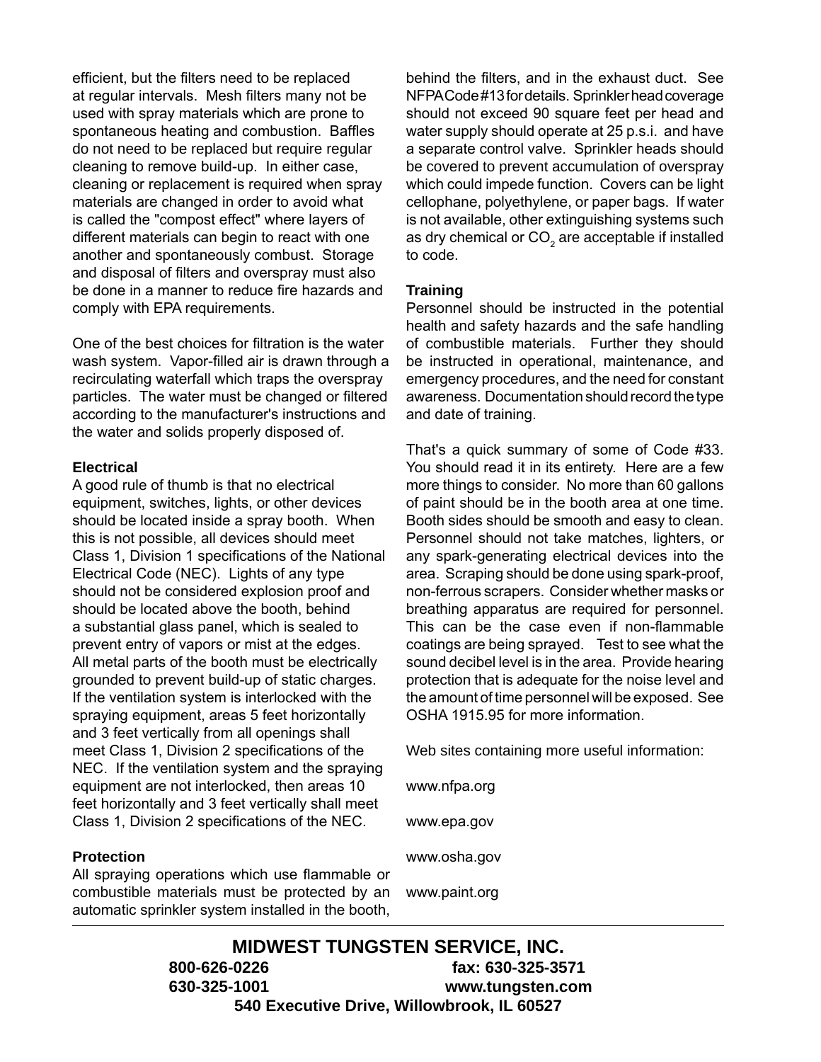efficient, but the filters need to be replaced at regular intervals. Mesh filters many not be used with spray materials which are prone to spontaneous heating and combustion. Baffles do not need to be replaced but require regular cleaning to remove build-up. In either case, cleaning or replacement is required when spray materials are changed in order to avoid what is called the "compost effect" where layers of different materials can begin to react with one another and spontaneously combust. Storage and disposal of filters and overspray must also be done in a manner to reduce fire hazards and comply with EPA requirements.

One of the best choices for filtration is the water wash system. Vapor-filled air is drawn through a recirculating waterfall which traps the overspray particles. The water must be changed or filtered according to the manufacturer's instructions and the water and solids properly disposed of.

**Electrical**

A good rule of thumb is that no electrical equipment, switches, lights, or other devices should be located inside a spray booth. When this is not possible, all devices should meet Class 1, Division 1 specifications of the National Electrical Code (NEC). Lights of any type should not be considered explosion proof and should be located above the booth, behind a substantial glass panel, which is sealed to prevent entry of vapors or mist at the edges. All metal parts of the booth must be electrically grounded to prevent build-up of static charges. If the ventilation system is interlocked with the spraying equipment, areas 5 feet horizontally and 3 feet vertically from all openings shall meet Class 1, Division 2 specifications of the NEC. If the ventilation system and the spraying equipment are not interlocked, then areas 10 feet horizontally and 3 feet vertically shall meet Class 1, Division 2 specifications of the NEC.

**Protection**

All spraying operations which use flammable or combustible materials must be protected by an automatic sprinkler system installed in the booth, behind the filters, and in the exhaust duct. See NFPA Code #13 for details. Sprinkler head coverage should not exceed 90 square feet per head and water supply should operate at 25 p.s.i. and have a separate control valve. Sprinkler heads should be covered to prevent accumulation of overspray which could impede function. Covers can be light cellophane, polyethylene, or paper bags. If water is not available, other extinguishing systems such as dry chemical or $CO_2$ are acceptable if installed to code.

**Training**

Personnel should be instructed in the potential health and safety hazards and the safe handling of combustible materials. Further they should be instructed in operational, maintenance, and emergency procedures, and the need for constant awareness. Documentation should record the type and date of training.

That's a quick summary of some of Code #33. You should read it in its entirety. Here are a few more things to consider. No more than 60 gallons of paint should be in the booth area at one time. Booth sides should be smooth and easy to clean. Personnel should not take matches, lighters, or any spark-generating electrical devices into the area. Scraping should be done using spark-proof, non-ferrous scrapers. Consider whether masks or breathing apparatus are required for personnel. This can be the case even if non-flammable coatings are being sprayed. Test to see what the sound decibel level is in the area. Provide hearing protection that is adequate for the noise level and the amount of time personnel will be exposed. See OSHA 1915.95 for more information.

Web sites containing more useful information:

www.nfpa.org

www.epa.gov

www.osha.gov

www.paint.org

**MIDWEST TUNGSTEN SERVICE, INC.**

**800-626-0226** **fax: 630-325-3571**

**630-325-1001** **www.tungsten.com**

**540 Executive Drive, Willowbrook, IL 60527**